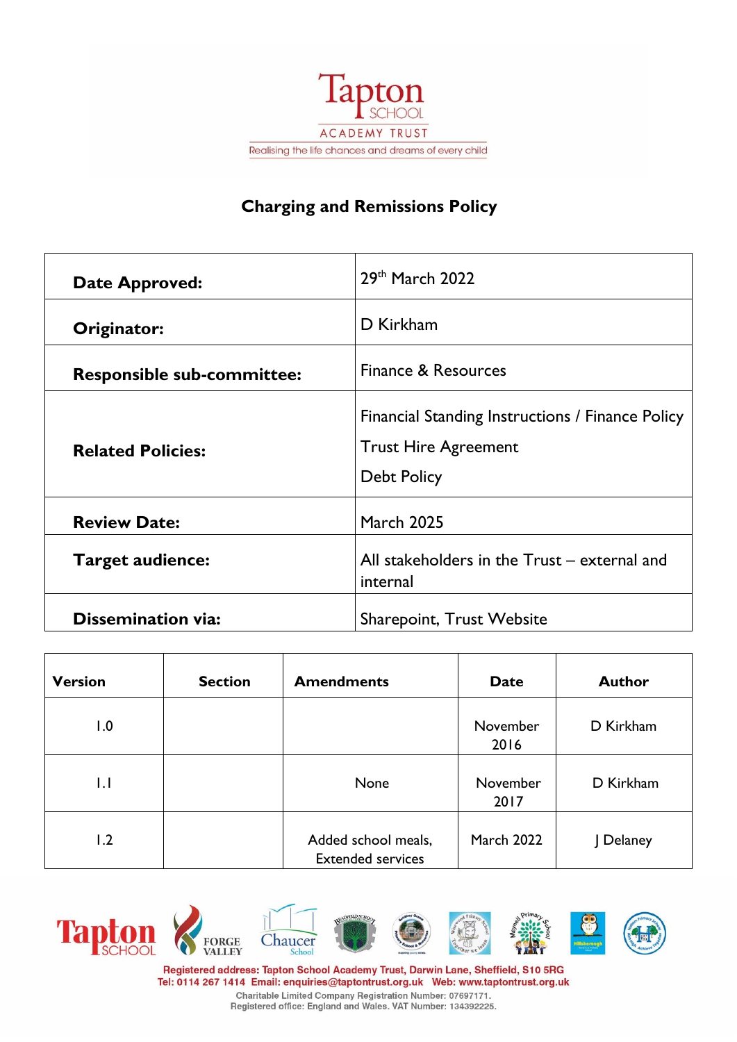Tapton SCHOOL
ACADEMY TRUST
Realising the life chances and dreams of every child

# Charging and Remissions Policy

| | |
|---|---|
| **Date Approved:** | 29th March 2022 |
| **Originator:** | D Kirkham |
| **Responsible sub-committee:** | Finance & Resources |
| **Related Policies:** | Financial Standing Instructions / Finance Policy<br>Trust Hire Agreement<br>Debt Policy |
| **Review Date:** | March 2025 |
| **Target audience:** | All stakeholders in the Trust – external and internal |
| **Dissemination via:** | Sharepoint, Trust Website |

| Version | Section | Amendments | Date | Author |
|---|---|---|---|---|
| 1.0 | | | November 2016 | D Kirkham |
| 1.1 | | None | November 2017 | D Kirkham |
| 1.2 | | Added school meals, Extended services | March 2022 | J Delaney |

Registered address: Tapton School Academy Trust, Darwin Lane, Sheffield, S10 5RG
Tel: 0114 267 1414 Email: enquiries@taptontrust.org.uk Web: www.taptontrust.org.uk
Charitable Limited Company Registration Number: 07697171.
Registered office: England and Wales. VAT Number: 134392225.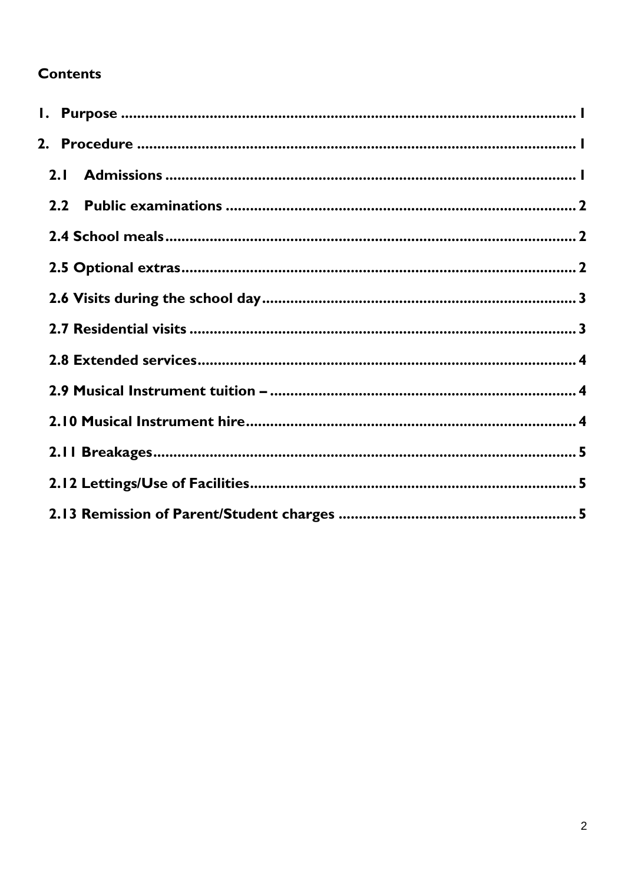**Contents**

1. Purpose ........................................................................................................ 1
2. Procedure ..................................................................................................... 1
   - 2.1 Admissions ........................................................................................... 1
   - 2.2 Public examinations .............................................................................. 2
   - 2.4 School meals ......................................................................................... 2
   - 2.5 Optional extras ...................................................................................... 2
   - 2.6 Visits during the school day .................................................................. 3
   - 2.7 Residential visits ................................................................................... 3
   - 2.8 Extended services .................................................................................. 4
   - 2.9 Musical Instrument tuition – ................................................................. 4
   - 2.10 Musical Instrument hire ....................................................................... 4
   - 2.11 Breakages ............................................................................................ 5
   - 2.12 Lettings/Use of Facilities ..................................................................... 5
   - 2.13 Remission of Parent/Student charges .................................................. 5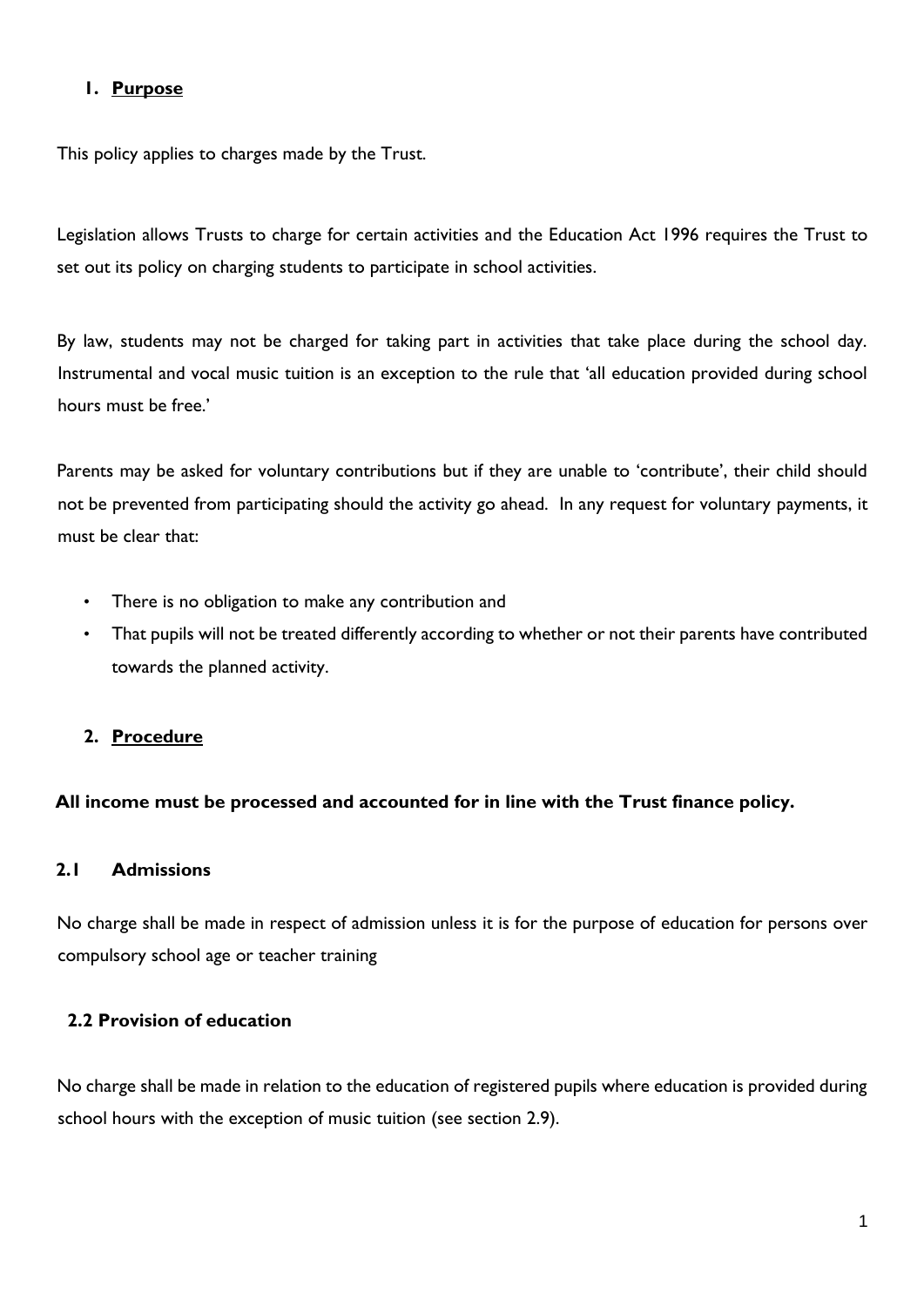## 1. Purpose

This policy applies to charges made by the Trust.

Legislation allows Trusts to charge for certain activities and the Education Act 1996 requires the Trust to set out its policy on charging students to participate in school activities.

By law, students may not be charged for taking part in activities that take place during the school day. Instrumental and vocal music tuition is an exception to the rule that 'all education provided during school hours must be free.'

Parents may be asked for voluntary contributions but if they are unable to 'contribute', their child should not be prevented from participating should the activity go ahead. In any request for voluntary payments, it must be clear that:

- There is no obligation to make any contribution and
- That pupils will not be treated differently according to whether or not their parents have contributed towards the planned activity.

## 2. Procedure

**All income must be processed and accounted for in line with the Trust finance policy.**

### 2.1 Admissions

No charge shall be made in respect of admission unless it is for the purpose of education for persons over compulsory school age or teacher training

### 2.2 Provision of education

No charge shall be made in relation to the education of registered pupils where education is provided during school hours with the exception of music tuition (see section 2.9).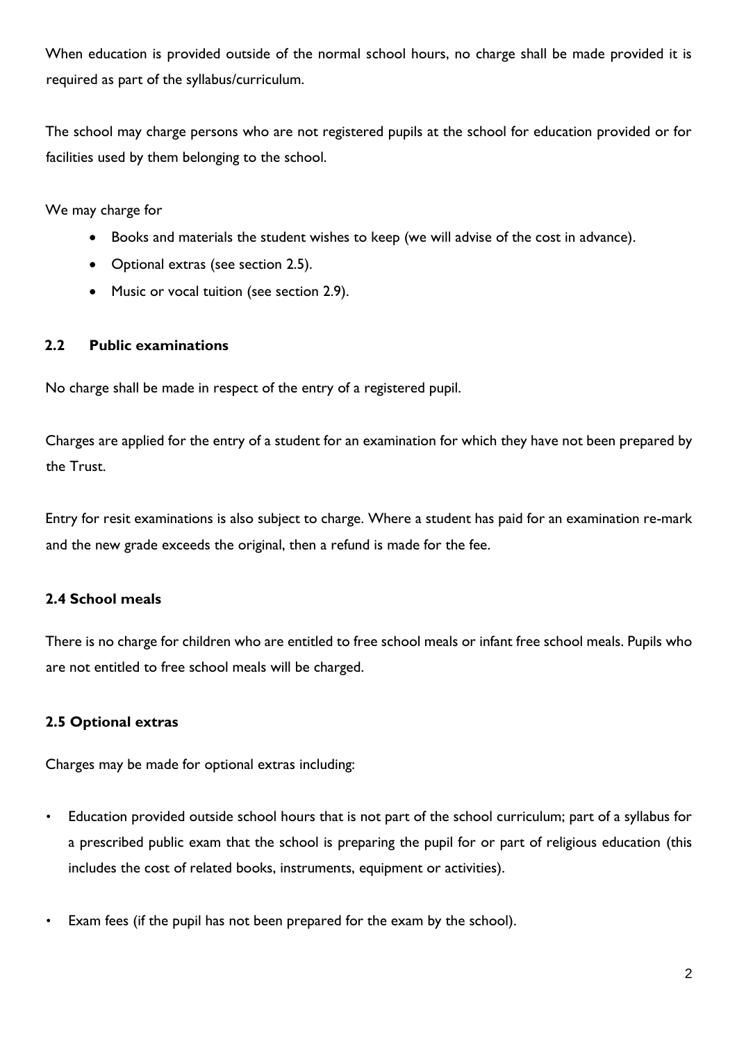When education is provided outside of the normal school hours, no charge shall be made provided it is required as part of the syllabus/curriculum.

The school may charge persons who are not registered pupils at the school for education provided or for facilities used by them belonging to the school.

We may charge for

- Books and materials the student wishes to keep (we will advise of the cost in advance).
- Optional extras (see section 2.5).
- Music or vocal tuition (see section 2.9).

### 2.2 Public examinations

No charge shall be made in respect of the entry of a registered pupil.

Charges are applied for the entry of a student for an examination for which they have not been prepared by the Trust.

Entry for resit examinations is also subject to charge. Where a student has paid for an examination re-mark and the new grade exceeds the original, then a refund is made for the fee.

### 2.4 School meals

There is no charge for children who are entitled to free school meals or infant free school meals. Pupils who are not entitled to free school meals will be charged.

### 2.5 Optional extras

Charges may be made for optional extras including:

- Education provided outside school hours that is not part of the school curriculum; part of a syllabus for a prescribed public exam that the school is preparing the pupil for or part of religious education (this includes the cost of related books, instruments, equipment or activities).
- Exam fees (if the pupil has not been prepared for the exam by the school).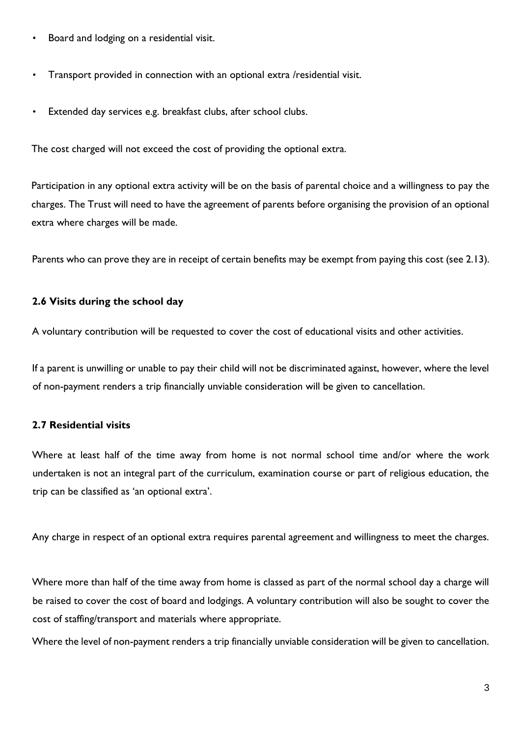- Board and lodging on a residential visit.
- Transport provided in connection with an optional extra /residential visit.
- Extended day services e.g. breakfast clubs, after school clubs.

The cost charged will not exceed the cost of providing the optional extra.

Participation in any optional extra activity will be on the basis of parental choice and a willingness to pay the charges. The Trust will need to have the agreement of parents before organising the provision of an optional extra where charges will be made.

Parents who can prove they are in receipt of certain benefits may be exempt from paying this cost (see 2.13).

### 2.6 Visits during the school day

A voluntary contribution will be requested to cover the cost of educational visits and other activities.

If a parent is unwilling or unable to pay their child will not be discriminated against, however, where the level of non-payment renders a trip financially unviable consideration will be given to cancellation.

### 2.7 Residential visits

Where at least half of the time away from home is not normal school time and/or where the work undertaken is not an integral part of the curriculum, examination course or part of religious education, the trip can be classified as 'an optional extra'.

Any charge in respect of an optional extra requires parental agreement and willingness to meet the charges.

Where more than half of the time away from home is classed as part of the normal school day a charge will be raised to cover the cost of board and lodgings. A voluntary contribution will also be sought to cover the cost of staffing/transport and materials where appropriate.

Where the level of non-payment renders a trip financially unviable consideration will be given to cancellation.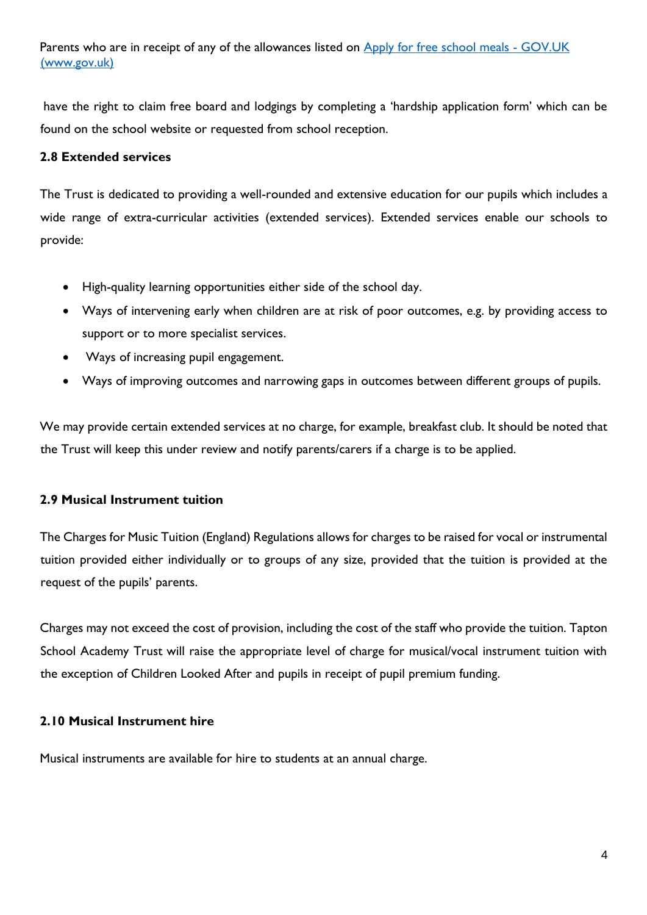Parents who are in receipt of any of the allowances listed on [Apply for free school meals - GOV.UK (www.gov.uk)](https://www.gov.uk)

have the right to claim free board and lodgings by completing a 'hardship application form' which can be found on the school website or requested from school reception.

### 2.8 Extended services

The Trust is dedicated to providing a well-rounded and extensive education for our pupils which includes a wide range of extra-curricular activities (extended services). Extended services enable our schools to provide:

- High-quality learning opportunities either side of the school day.
- Ways of intervening early when children are at risk of poor outcomes, e.g. by providing access to support or to more specialist services.
- Ways of increasing pupil engagement.
- Ways of improving outcomes and narrowing gaps in outcomes between different groups of pupils.

We may provide certain extended services at no charge, for example, breakfast club. It should be noted that the Trust will keep this under review and notify parents/carers if a charge is to be applied.

### 2.9 Musical Instrument tuition

The Charges for Music Tuition (England) Regulations allows for charges to be raised for vocal or instrumental tuition provided either individually or to groups of any size, provided that the tuition is provided at the request of the pupils' parents.

Charges may not exceed the cost of provision, including the cost of the staff who provide the tuition. Tapton School Academy Trust will raise the appropriate level of charge for musical/vocal instrument tuition with the exception of Children Looked After and pupils in receipt of pupil premium funding.

### 2.10 Musical Instrument hire

Musical instruments are available for hire to students at an annual charge.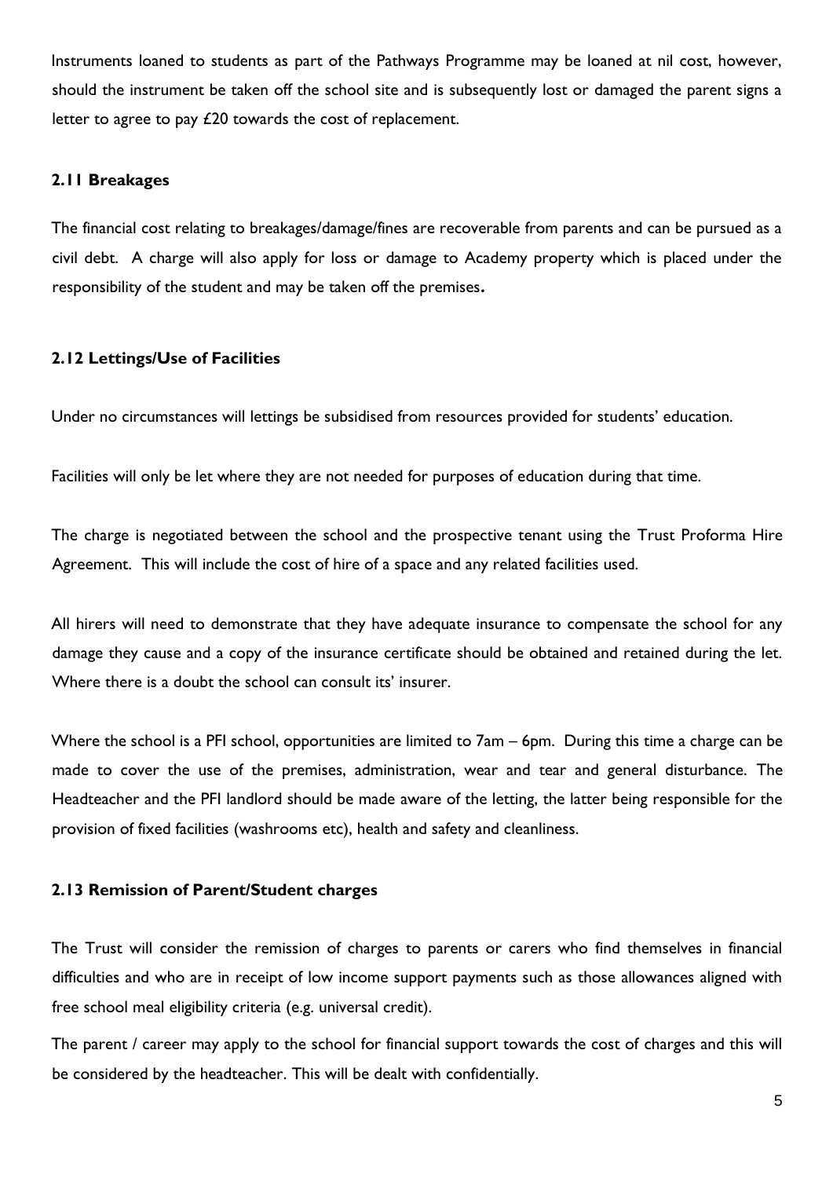Instruments loaned to students as part of the Pathways Programme may be loaned at nil cost, however, should the instrument be taken off the school site and is subsequently lost or damaged the parent signs a letter to agree to pay £20 towards the cost of replacement.

### 2.11 Breakages

The financial cost relating to breakages/damage/fines are recoverable from parents and can be pursued as a civil debt. A charge will also apply for loss or damage to Academy property which is placed under the responsibility of the student and may be taken off the premises**.**

### 2.12 Lettings/Use of Facilities

Under no circumstances will lettings be subsidised from resources provided for students' education.

Facilities will only be let where they are not needed for purposes of education during that time.

The charge is negotiated between the school and the prospective tenant using the Trust Proforma Hire Agreement. This will include the cost of hire of a space and any related facilities used.

All hirers will need to demonstrate that they have adequate insurance to compensate the school for any damage they cause and a copy of the insurance certificate should be obtained and retained during the let. Where there is a doubt the school can consult its' insurer.

Where the school is a PFI school, opportunities are limited to 7am – 6pm. During this time a charge can be made to cover the use of the premises, administration, wear and tear and general disturbance. The Headteacher and the PFI landlord should be made aware of the letting, the latter being responsible for the provision of fixed facilities (washrooms etc), health and safety and cleanliness.

### 2.13 Remission of Parent/Student charges

The Trust will consider the remission of charges to parents or carers who find themselves in financial difficulties and who are in receipt of low income support payments such as those allowances aligned with free school meal eligibility criteria (e.g. universal credit).

The parent / career may apply to the school for financial support towards the cost of charges and this will be considered by the headteacher. This will be dealt with confidentially.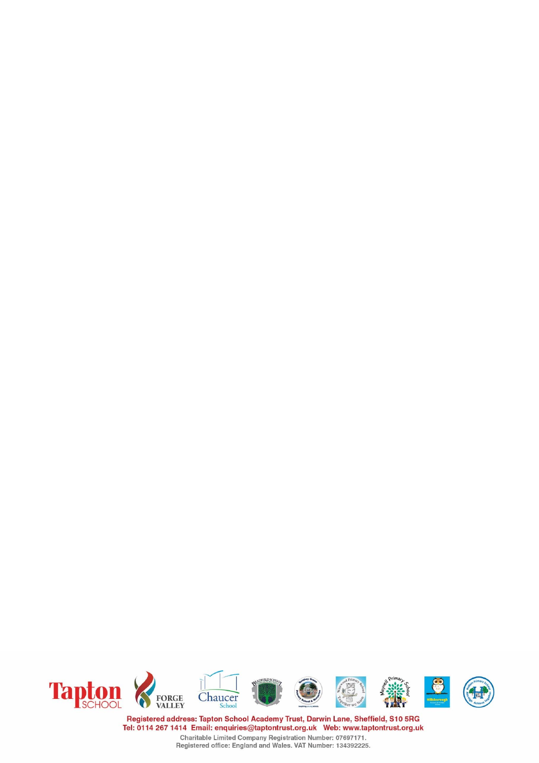Registered address: Tapton School Academy Trust, Darwin Lane, Sheffield, S10 5RG
Tel: 0114 267 1414 Email: enquiries@taptontrust.org.uk Web: www.taptontrust.org.uk

Charitable Limited Company Registration Number: 07697171.
Registered office: England and Wales. VAT Number: 134392225.